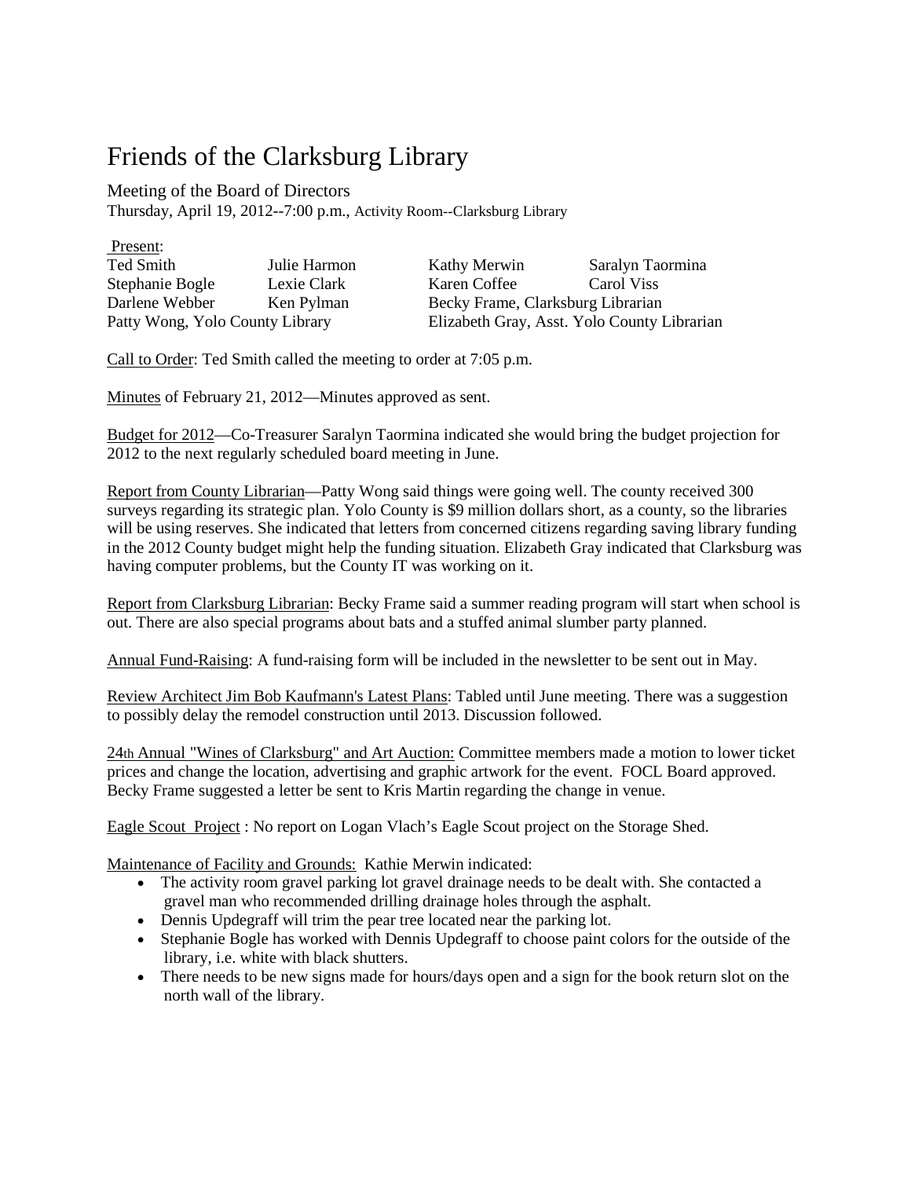# Friends of the Clarksburg Library

Meeting of the Board of Directors

Thursday, April 19, 2012--7:00 p.m., Activity Room--Clarksburg Library

Present:

| | | | |
|---|---|---|---|
| Ted Smith | Julie Harmon | Kathy Merwin | Saralyn Taormina |
| Stephanie Bogle | Lexie Clark | Karen Coffee | Carol Viss |
| Darlene Webber | Ken Pylman | Becky Frame, Clarksburg Librarian | |
| Patty Wong, Yolo County Library | | Elizabeth Gray, Asst. Yolo County Librarian | |

Call to Order: Ted Smith called the meeting to order at 7:05 p.m.

Minutes of February 21, 2012—Minutes approved as sent.

Budget for 2012—Co-Treasurer Saralyn Taormina indicated she would bring the budget projection for 2012 to the next regularly scheduled board meeting in June.

Report from County Librarian—Patty Wong said things were going well. The county received 300 surveys regarding its strategic plan. Yolo County is $9 million dollars short, as a county, so the libraries will be using reserves. She indicated that letters from concerned citizens regarding saving library funding in the 2012 County budget might help the funding situation. Elizabeth Gray indicated that Clarksburg was having computer problems, but the County IT was working on it.

Report from Clarksburg Librarian: Becky Frame said a summer reading program will start when school is out. There are also special programs about bats and a stuffed animal slumber party planned.

Annual Fund-Raising: A fund-raising form will be included in the newsletter to be sent out in May.

Review Architect Jim Bob Kaufmann's Latest Plans: Tabled until June meeting. There was a suggestion to possibly delay the remodel construction until 2013. Discussion followed.

24th Annual "Wines of Clarksburg" and Art Auction: Committee members made a motion to lower ticket prices and change the location, advertising and graphic artwork for the event. FOCL Board approved. Becky Frame suggested a letter be sent to Kris Martin regarding the change in venue.

Eagle Scout Project : No report on Logan Vlach's Eagle Scout project on the Storage Shed.

Maintenance of Facility and Grounds: Kathie Merwin indicated:

- The activity room gravel parking lot gravel drainage needs to be dealt with. She contacted a gravel man who recommended drilling drainage holes through the asphalt.
- Dennis Updegraff will trim the pear tree located near the parking lot.
- Stephanie Bogle has worked with Dennis Updegraff to choose paint colors for the outside of the library, i.e. white with black shutters.
- There needs to be new signs made for hours/days open and a sign for the book return slot on the north wall of the library.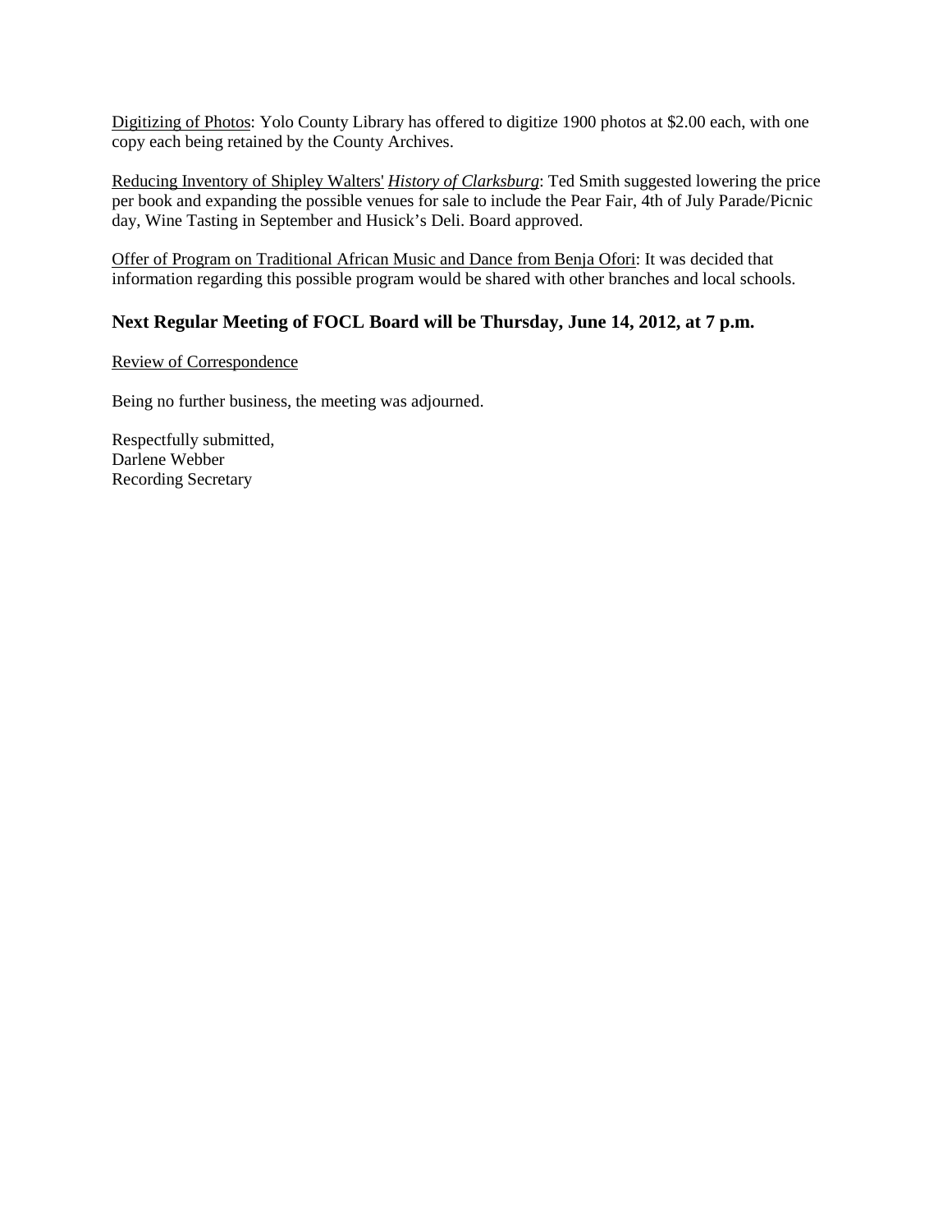Digitizing of Photos: Yolo County Library has offered to digitize 1900 photos at $2.00 each, with one copy each being retained by the County Archives.

Reducing Inventory of Shipley Walters' *History of Clarksburg*: Ted Smith suggested lowering the price per book and expanding the possible venues for sale to include the Pear Fair, 4th of July Parade/Picnic day, Wine Tasting in September and Husick's Deli. Board approved.

Offer of Program on Traditional African Music and Dance from Benja Ofori: It was decided that information regarding this possible program would be shared with other branches and local schools.

**Next Regular Meeting of FOCL Board will be Thursday, June 14, 2012, at 7 p.m.**

Review of Correspondence

Being no further business, the meeting was adjourned.

Respectfully submitted,
Darlene Webber
Recording Secretary